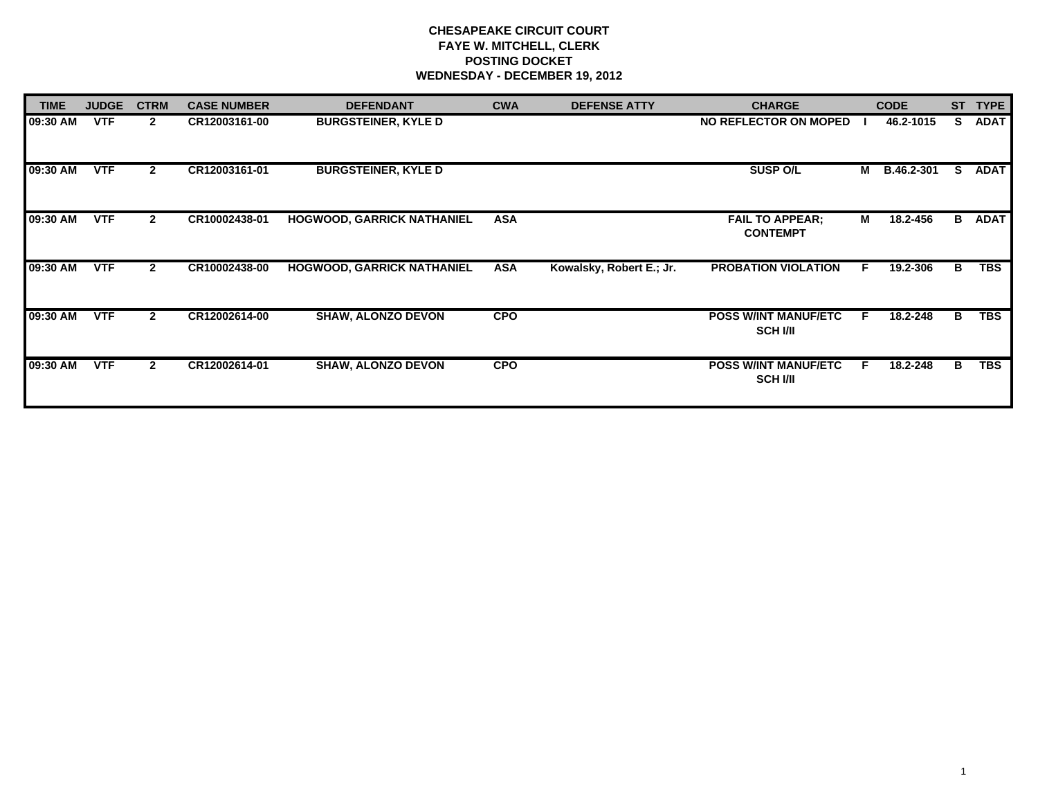**CHESAPEAKE CIRCUIT COURT**
**FAYE W. MITCHELL, CLERK**
**POSTING DOCKET**
**WEDNESDAY - DECEMBER 19, 2012**

| TIME | JUDGE | CTRM | CASE NUMBER | DEFENDANT | CWA | DEFENSE ATTY | CHARGE | | CODE | ST | TYPE |
|---|---|---|---|---|---|---|---|---|---|---|---|
| 09:30 AM | VTF | 2 | CR12003161-00 | BURGSTEINER, KYLE D | | | NO REFLECTOR ON MOPED | I | 46.2-1015 | S | ADAT |
| 09:30 AM | VTF | 2 | CR12003161-01 | BURGSTEINER, KYLE D | | | SUSP O/L | M | B.46.2-301 | S | ADAT |
| 09:30 AM | VTF | 2 | CR10002438-01 | HOGWOOD, GARRICK NATHANIEL | ASA | | FAIL TO APPEAR; CONTEMPT | M | 18.2-456 | B | ADAT |
| 09:30 AM | VTF | 2 | CR10002438-00 | HOGWOOD, GARRICK NATHANIEL | ASA | Kowalsky, Robert E.; Jr. | PROBATION VIOLATION | F | 19.2-306 | B | TBS |
| 09:30 AM | VTF | 2 | CR12002614-00 | SHAW, ALONZO DEVON | CPO | | POSS W/INT MANUF/ETC SCH I/II | F | 18.2-248 | B | TBS |
| 09:30 AM | VTF | 2 | CR12002614-01 | SHAW, ALONZO DEVON | CPO | | POSS W/INT MANUF/ETC SCH I/II | F | 18.2-248 | B | TBS |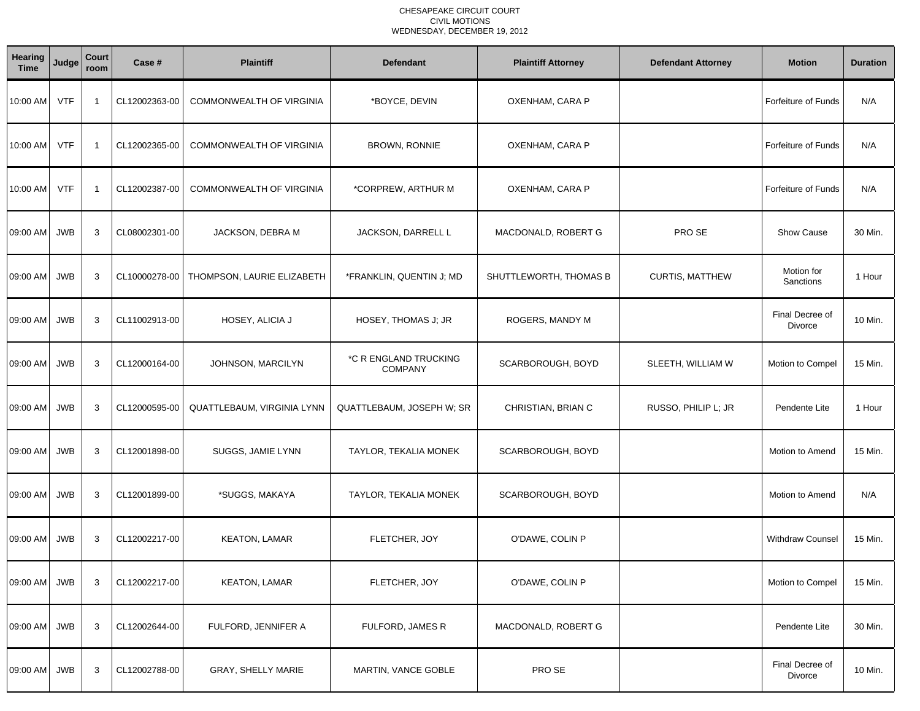CHESAPEAKE CIRCUIT COURT
CIVIL MOTIONS
WEDNESDAY, DECEMBER 19, 2012

| Hearing Time | Judge | Court room | Case # | Plaintiff | Defendant | Plaintiff Attorney | Defendant Attorney | Motion | Duration |
|---|---|---|---|---|---|---|---|---|---|
| 10:00 AM | VTF | 1 | CL12002363-00 | COMMONWEALTH OF VIRGINIA | *BOYCE, DEVIN | OXENHAM, CARA P | | Forfeiture of Funds | N/A |
| 10:00 AM | VTF | 1 | CL12002365-00 | COMMONWEALTH OF VIRGINIA | BROWN, RONNIE | OXENHAM, CARA P | | Forfeiture of Funds | N/A |
| 10:00 AM | VTF | 1 | CL12002387-00 | COMMONWEALTH OF VIRGINIA | *CORPREW, ARTHUR M | OXENHAM, CARA P | | Forfeiture of Funds | N/A |
| 09:00 AM | JWB | 3 | CL08002301-00 | JACKSON, DEBRA M | JACKSON, DARRELL L | MACDONALD, ROBERT G | PRO SE | Show Cause | 30 Min. |
| 09:00 AM | JWB | 3 | CL10000278-00 | THOMPSON, LAURIE ELIZABETH | *FRANKLIN, QUENTIN J; MD | SHUTTLEWORTH, THOMAS B | CURTIS, MATTHEW | Motion for Sanctions | 1 Hour |
| 09:00 AM | JWB | 3 | CL11002913-00 | HOSEY, ALICIA J | HOSEY, THOMAS J; JR | ROGERS, MANDY M | | Final Decree of Divorce | 10 Min. |
| 09:00 AM | JWB | 3 | CL12000164-00 | JOHNSON, MARCILYN | *C R ENGLAND TRUCKING COMPANY | SCARBOROUGH, BOYD | SLEETH, WILLIAM W | Motion to Compel | 15 Min. |
| 09:00 AM | JWB | 3 | CL12000595-00 | QUATTLEBAUM, VIRGINIA LYNN | QUATTLEBAUM, JOSEPH W; SR | CHRISTIAN, BRIAN C | RUSSO, PHILIP L; JR | Pendente Lite | 1 Hour |
| 09:00 AM | JWB | 3 | CL12001898-00 | SUGGS, JAMIE LYNN | TAYLOR, TEKALIA MONEK | SCARBOROUGH, BOYD | | Motion to Amend | 15 Min. |
| 09:00 AM | JWB | 3 | CL12001899-00 | *SUGGS, MAKAYA | TAYLOR, TEKALIA MONEK | SCARBOROUGH, BOYD | | Motion to Amend | N/A |
| 09:00 AM | JWB | 3 | CL12002217-00 | KEATON, LAMAR | FLETCHER, JOY | O'DAWE, COLIN P | | Withdraw Counsel | 15 Min. |
| 09:00 AM | JWB | 3 | CL12002217-00 | KEATON, LAMAR | FLETCHER, JOY | O'DAWE, COLIN P | | Motion to Compel | 15 Min. |
| 09:00 AM | JWB | 3 | CL12002644-00 | FULFORD, JENNIFER A | FULFORD, JAMES R | MACDONALD, ROBERT G | | Pendente Lite | 30 Min. |
| 09:00 AM | JWB | 3 | CL12002788-00 | GRAY, SHELLY MARIE | MARTIN, VANCE GOBLE | PRO SE | | Final Decree of Divorce | 10 Min. |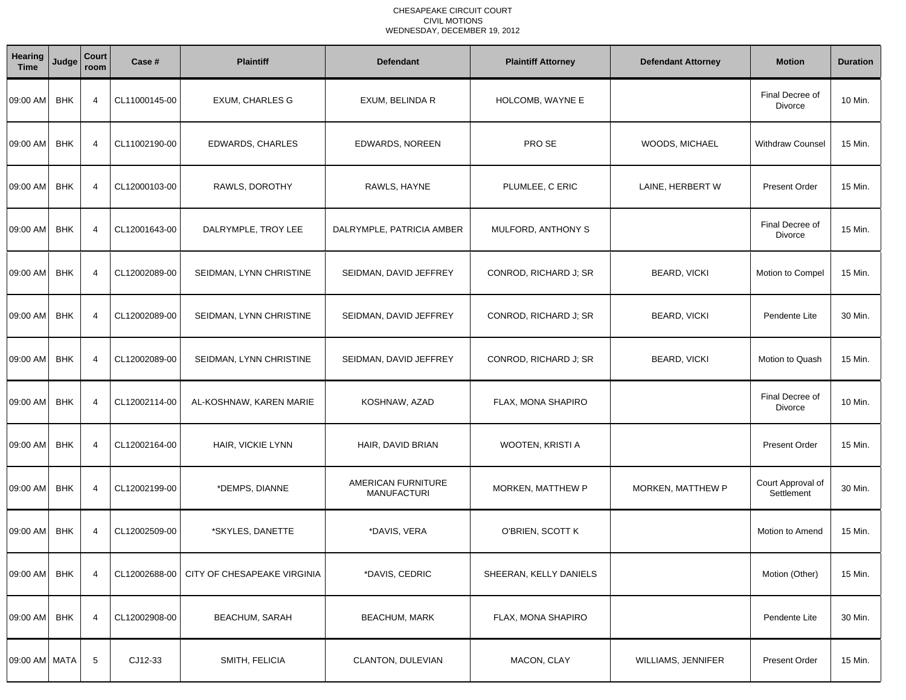CHESAPEAKE CIRCUIT COURT
CIVIL MOTIONS
WEDNESDAY, DECEMBER 19, 2012

| Hearing Time | Judge | Court room | Case # | Plaintiff | Defendant | Plaintiff Attorney | Defendant Attorney | Motion | Duration |
|---|---|---|---|---|---|---|---|---|---|
| 09:00 AM | BHK | 4 | CL11000145-00 | EXUM, CHARLES G | EXUM, BELINDA R | HOLCOMB, WAYNE E | | Final Decree of Divorce | 10 Min. |
| 09:00 AM | BHK | 4 | CL11002190-00 | EDWARDS, CHARLES | EDWARDS, NOREEN | PRO SE | WOODS, MICHAEL | Withdraw Counsel | 15 Min. |
| 09:00 AM | BHK | 4 | CL12000103-00 | RAWLS, DOROTHY | RAWLS, HAYNE | PLUMLEE, C ERIC | LAINE, HERBERT W | Present Order | 15 Min. |
| 09:00 AM | BHK | 4 | CL12001643-00 | DALRYMPLE, TROY LEE | DALRYMPLE, PATRICIA AMBER | MULFORD, ANTHONY S | | Final Decree of Divorce | 15 Min. |
| 09:00 AM | BHK | 4 | CL12002089-00 | SEIDMAN, LYNN CHRISTINE | SEIDMAN, DAVID JEFFREY | CONROD, RICHARD J; SR | BEARD, VICKI | Motion to Compel | 15 Min. |
| 09:00 AM | BHK | 4 | CL12002089-00 | SEIDMAN, LYNN CHRISTINE | SEIDMAN, DAVID JEFFREY | CONROD, RICHARD J; SR | BEARD, VICKI | Pendente Lite | 30 Min. |
| 09:00 AM | BHK | 4 | CL12002089-00 | SEIDMAN, LYNN CHRISTINE | SEIDMAN, DAVID JEFFREY | CONROD, RICHARD J; SR | BEARD, VICKI | Motion to Quash | 15 Min. |
| 09:00 AM | BHK | 4 | CL12002114-00 | AL-KOSHNAW, KAREN MARIE | KOSHNAW, AZAD | FLAX, MONA SHAPIRO | | Final Decree of Divorce | 10 Min. |
| 09:00 AM | BHK | 4 | CL12002164-00 | HAIR, VICKIE LYNN | HAIR, DAVID BRIAN | WOOTEN, KRISTI A | | Present Order | 15 Min. |
| 09:00 AM | BHK | 4 | CL12002199-00 | *DEMPS, DIANNE | AMERICAN FURNITURE MANUFACTURI | MORKEN, MATTHEW P | MORKEN, MATTHEW P | Court Approval of Settlement | 30 Min. |
| 09:00 AM | BHK | 4 | CL12002509-00 | *SKYLES, DANETTE | *DAVIS, VERA | O'BRIEN, SCOTT K | | Motion to Amend | 15 Min. |
| 09:00 AM | BHK | 4 | CL12002688-00 | CITY OF CHESAPEAKE VIRGINIA | *DAVIS, CEDRIC | SHEERAN, KELLY DANIELS | | Motion (Other) | 15 Min. |
| 09:00 AM | BHK | 4 | CL12002908-00 | BEACHUM, SARAH | BEACHUM, MARK | FLAX, MONA SHAPIRO | | Pendente Lite | 30 Min. |
| 09:00 AM | MATA | 5 | CJ12-33 | SMITH, FELICIA | CLANTON, DULEVIAN | MACON, CLAY | WILLIAMS, JENNIFER | Present Order | 15 Min. |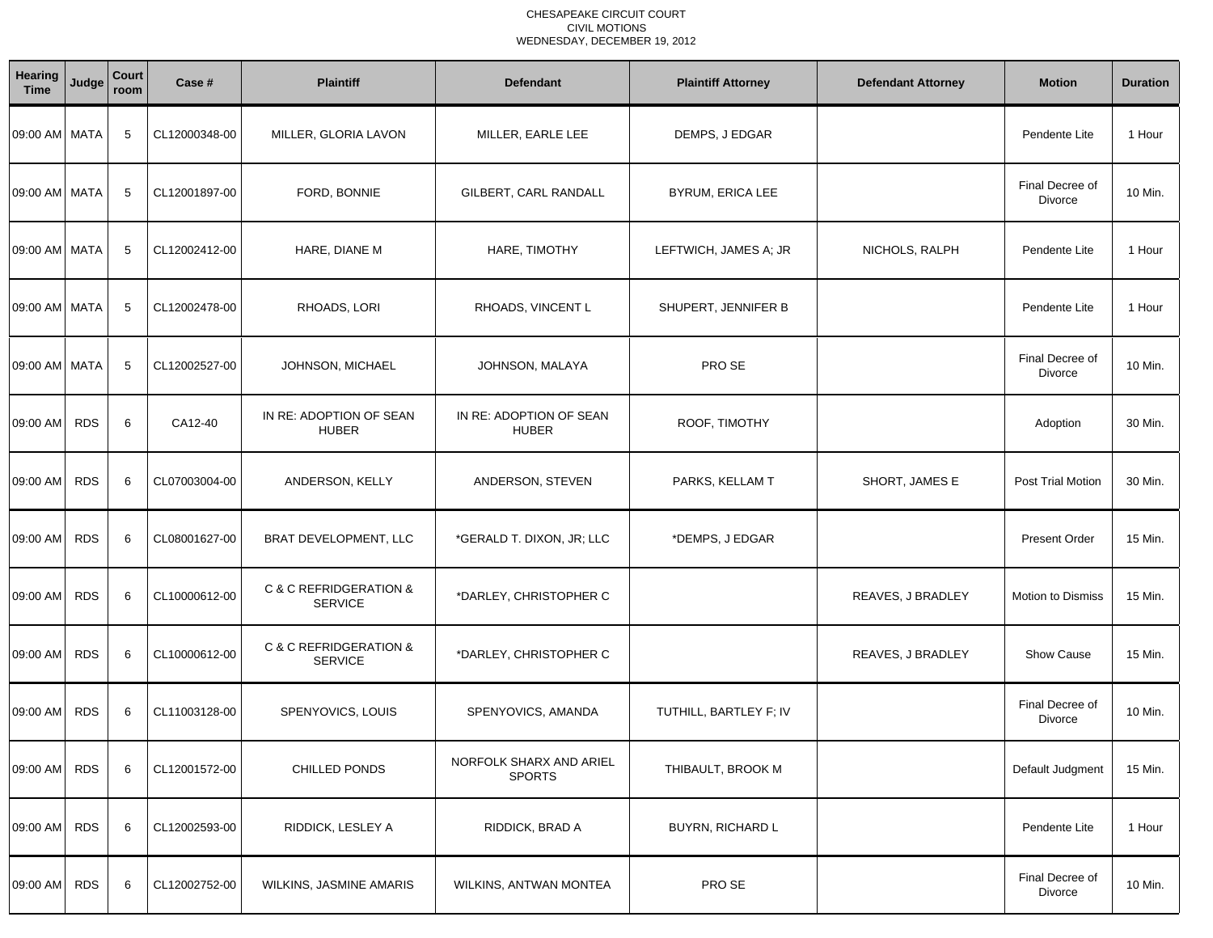CHESAPEAKE CIRCUIT COURT
CIVIL MOTIONS
WEDNESDAY, DECEMBER 19, 2012

| Hearing Time | Judge | Court room | Case # | Plaintiff | Defendant | Plaintiff Attorney | Defendant Attorney | Motion | Duration |
|---|---|---|---|---|---|---|---|---|---|
| 09:00 AM | MATA | 5 | CL12000348-00 | MILLER, GLORIA LAVON | MILLER, EARLE LEE | DEMPS, J EDGAR | | Pendente Lite | 1 Hour |
| 09:00 AM | MATA | 5 | CL12001897-00 | FORD, BONNIE | GILBERT, CARL RANDALL | BYRUM, ERICA LEE | | Final Decree of Divorce | 10 Min. |
| 09:00 AM | MATA | 5 | CL12002412-00 | HARE, DIANE M | HARE, TIMOTHY | LEFTWICH, JAMES A; JR | NICHOLS, RALPH | Pendente Lite | 1 Hour |
| 09:00 AM | MATA | 5 | CL12002478-00 | RHOADS, LORI | RHOADS, VINCENT L | SHUPERT, JENNIFER B | | Pendente Lite | 1 Hour |
| 09:00 AM | MATA | 5 | CL12002527-00 | JOHNSON, MICHAEL | JOHNSON, MALAYA | PRO SE | | Final Decree of Divorce | 10 Min. |
| 09:00 AM | RDS | 6 | CA12-40 | IN RE: ADOPTION OF SEAN HUBER | IN RE: ADOPTION OF SEAN HUBER | ROOF, TIMOTHY | | Adoption | 30 Min. |
| 09:00 AM | RDS | 6 | CL07003004-00 | ANDERSON, KELLY | ANDERSON, STEVEN | PARKS, KELLAM T | SHORT, JAMES E | Post Trial Motion | 30 Min. |
| 09:00 AM | RDS | 6 | CL08001627-00 | BRAT DEVELOPMENT, LLC | *GERALD T. DIXON, JR; LLC | *DEMPS, J EDGAR | | Present Order | 15 Min. |
| 09:00 AM | RDS | 6 | CL10000612-00 | C & C REFRIDGERATION & SERVICE | *DARLEY, CHRISTOPHER C | | REAVES, J BRADLEY | Motion to Dismiss | 15 Min. |
| 09:00 AM | RDS | 6 | CL10000612-00 | C & C REFRIDGERATION & SERVICE | *DARLEY, CHRISTOPHER C | | REAVES, J BRADLEY | Show Cause | 15 Min. |
| 09:00 AM | RDS | 6 | CL11003128-00 | SPENYOVICS, LOUIS | SPENYOVICS, AMANDA | TUTHILL, BARTLEY F; IV | | Final Decree of Divorce | 10 Min. |
| 09:00 AM | RDS | 6 | CL12001572-00 | CHILLED PONDS | NORFOLK SHARX AND ARIEL SPORTS | THIBAULT, BROOK M | | Default Judgment | 15 Min. |
| 09:00 AM | RDS | 6 | CL12002593-00 | RIDDICK, LESLEY A | RIDDICK, BRAD A | BUYRN, RICHARD L | | Pendente Lite | 1 Hour |
| 09:00 AM | RDS | 6 | CL12002752-00 | WILKINS, JASMINE AMARIS | WILKINS, ANTWAN MONTEA | PRO SE | | Final Decree of Divorce | 10 Min. |